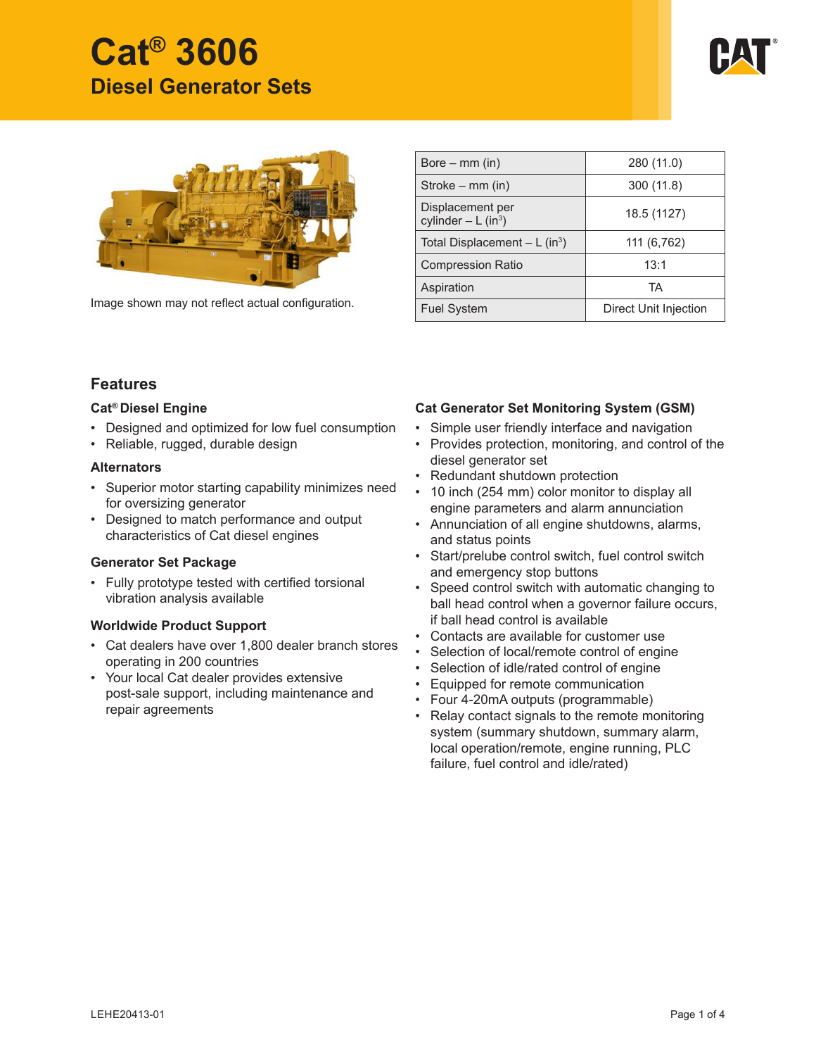# Cat® 3606

## Diesel Generator Sets

Image shown may not reflect actual configuration.

| | |
|---|---|
| Bore – mm (in) | 280 (11.0) |
| Stroke – mm (in) | 300 (11.8) |
| Displacement per cylinder – L ($in^3$) | 18.5 (1127) |
| Total Displacement – L ($in^3$) | 111 (6,762) |
| Compression Ratio | 13:1 |
| Aspiration | TA |
| Fuel System | Direct Unit Injection |

## Features

### Cat® Diesel Engine

- Designed and optimized for low fuel consumption
- Reliable, rugged, durable design

### Alternators

- Superior motor starting capability minimizes need for oversizing generator
- Designed to match performance and output characteristics of Cat diesel engines

### Generator Set Package

- Fully prototype tested with certified torsional vibration analysis available

### Worldwide Product Support

- Cat dealers have over 1,800 dealer branch stores operating in 200 countries
- Your local Cat dealer provides extensive post-sale support, including maintenance and repair agreements

### Cat Generator Set Monitoring System (GSM)

- Simple user friendly interface and navigation
- Provides protection, monitoring, and control of the diesel generator set
- Redundant shutdown protection
- 10 inch (254 mm) color monitor to display all engine parameters and alarm annunciation
- Annunciation of all engine shutdowns, alarms, and status points
- Start/prelube control switch, fuel control switch and emergency stop buttons
- Speed control switch with automatic changing to ball head control when a governor failure occurs, if ball head control is available
- Contacts are available for customer use
- Selection of local/remote control of engine
- Selection of idle/rated control of engine
- Equipped for remote communication
- Four 4-20mA outputs (programmable)
- Relay contact signals to the remote monitoring system (summary shutdown, summary alarm, local operation/remote, engine running, PLC failure, fuel control and idle/rated)

LEHE20413-01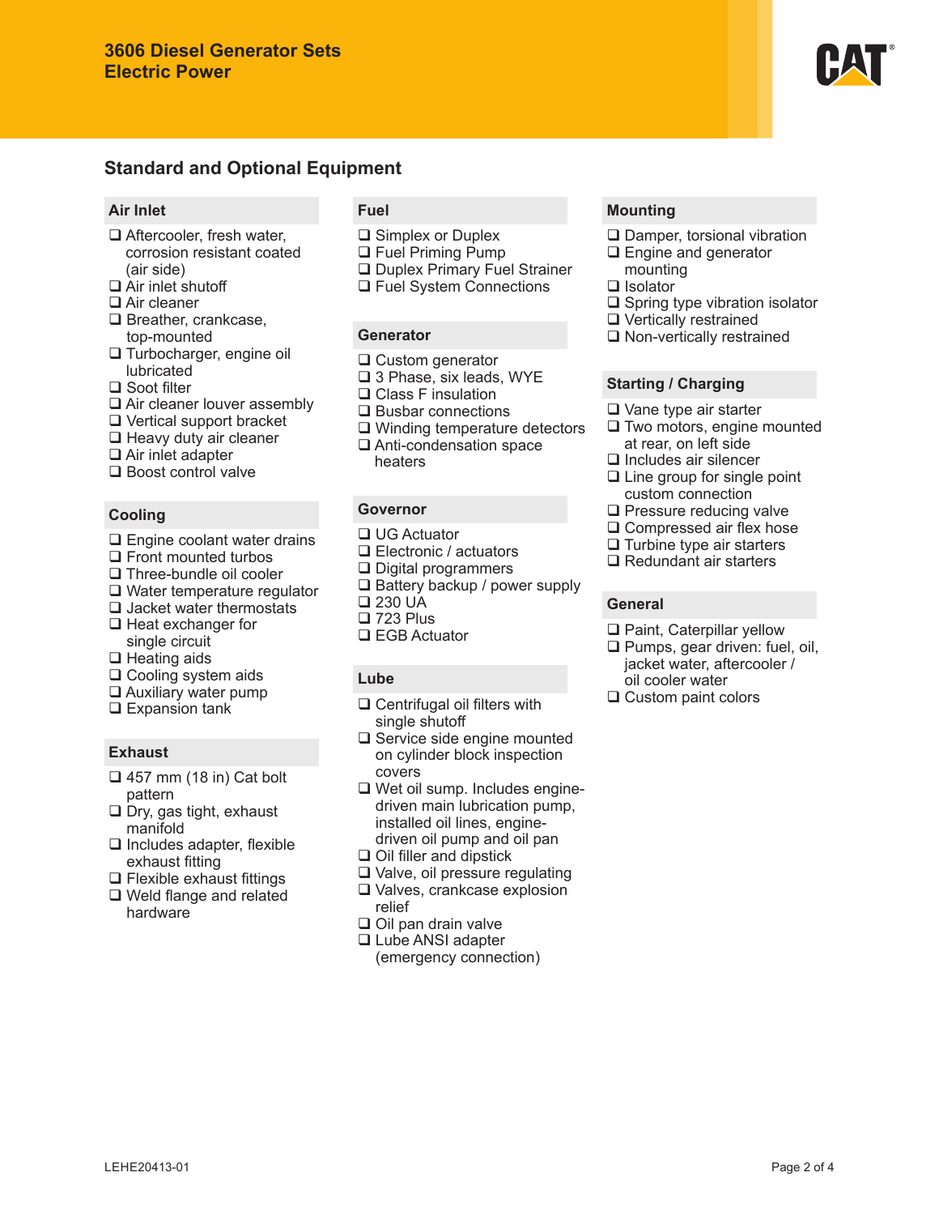## Standard and Optional Equipment

### Air Inlet

- ❑ Aftercooler, fresh water, corrosion resistant coated (air side)
- ❑ Air inlet shutoff
- ❑ Air cleaner
- ❑ Breather, crankcase, top-mounted
- ❑ Turbocharger, engine oil lubricated
- ❑ Soot filter
- ❑ Air cleaner louver assembly
- ❑ Vertical support bracket
- ❑ Heavy duty air cleaner
- ❑ Air inlet adapter
- ❑ Boost control valve

### Cooling

- ❑ Engine coolant water drains
- ❑ Front mounted turbos
- ❑ Three-bundle oil cooler
- ❑ Water temperature regulator
- ❑ Jacket water thermostats
- ❑ Heat exchanger for single circuit
- ❑ Heating aids
- ❑ Cooling system aids
- ❑ Auxiliary water pump
- ❑ Expansion tank

### Exhaust

- ❑ 457 mm (18 in) Cat bolt pattern
- ❑ Dry, gas tight, exhaust manifold
- ❑ Includes adapter, flexible exhaust fitting
- ❑ Flexible exhaust fittings
- ❑ Weld flange and related hardware

### Fuel

- ❑ Simplex or Duplex
- ❑ Fuel Priming Pump
- ❑ Duplex Primary Fuel Strainer
- ❑ Fuel System Connections

### Generator

- ❑ Custom generator
- ❑ 3 Phase, six leads, WYE
- ❑ Class F insulation
- ❑ Busbar connections
- ❑ Winding temperature detectors
- ❑ Anti-condensation space heaters

### Governor

- ❑ UG Actuator
- ❑ Electronic / actuators
- ❑ Digital programmers
- ❑ Battery backup / power supply
- ❑ 230 UA
- ❑ 723 Plus
- ❑ EGB Actuator

### Lube

- ❑ Centrifugal oil filters with single shutoff
- ❑ Service side engine mounted on cylinder block inspection covers
- ❑ Wet oil sump. Includes engine-driven main lubrication pump, installed oil lines, engine-driven oil pump and oil pan
- ❑ Oil filler and dipstick
- ❑ Valve, oil pressure regulating
- ❑ Valves, crankcase explosion relief
- ❑ Oil pan drain valve
- ❑ Lube ANSI adapter (emergency connection)

### Mounting

- ❑ Damper, torsional vibration
- ❑ Engine and generator mounting
- ❑ Isolator
- ❑ Spring type vibration isolator
- ❑ Vertically restrained
- ❑ Non-vertically restrained

### Starting / Charging

- ❑ Vane type air starter
- ❑ Two motors, engine mounted at rear, on left side
- ❑ Includes air silencer
- ❑ Line group for single point custom connection
- ❑ Pressure reducing valve
- ❑ Compressed air flex hose
- ❑ Turbine type air starters
- ❑ Redundant air starters

### General

- ❑ Paint, Caterpillar yellow
- ❑ Pumps, gear driven: fuel, oil, jacket water, aftercooler / oil cooler water
- ❑ Custom paint colors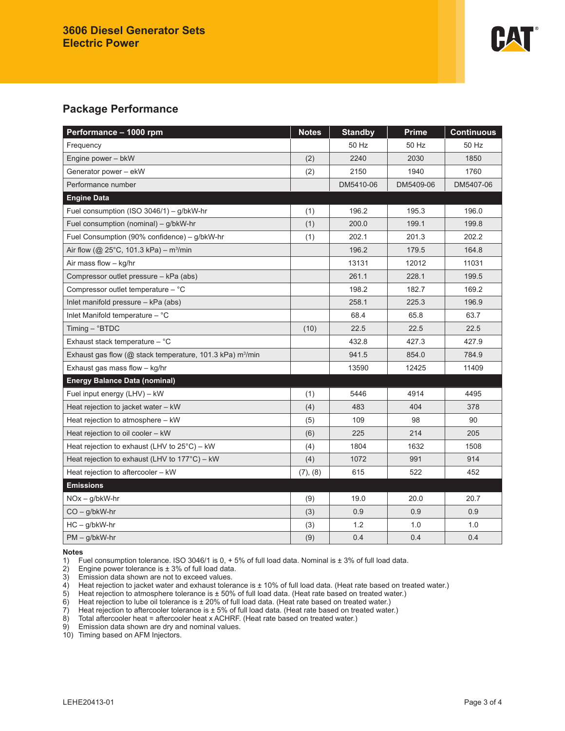# 3606 Diesel Generator Sets
# Electric Power

## Package Performance

| Performance – 1000 rpm | Notes | Standby | Prime | Continuous |
|---|---|---|---|---|
| Frequency | | 50 Hz | 50 Hz | 50 Hz |
| Engine power – bkW | (2) | 2240 | 2030 | 1850 |
| Generator power – ekW | (2) | 2150 | 1940 | 1760 |
| Performance number | | DM5410-06 | DM5409-06 | DM5407-06 |
| **Engine Data** | | | | |
| Fuel consumption (ISO 3046/1) – g/bkW-hr | (1) | 196.2 | 195.3 | 196.0 |
| Fuel consumption (nominal) – g/bkW-hr | (1) | 200.0 | 199.1 | 199.8 |
| Fuel Consumption (90% confidence) – g/bkW-hr | (1) | 202.1 | 201.3 | 202.2 |
| Air flow (@ 25°C, 101.3 kPa) – $m^3$/min | | 196.2 | 179.5 | 164.8 |
| Air mass flow – kg/hr | | 13131 | 12012 | 11031 |
| Compressor outlet pressure – kPa (abs) | | 261.1 | 228.1 | 199.5 |
| Compressor outlet temperature – °C | | 198.2 | 182.7 | 169.2 |
| Inlet manifold pressure – kPa (abs) | | 258.1 | 225.3 | 196.9 |
| Inlet Manifold temperature – °C | | 68.4 | 65.8 | 63.7 |
| Timing – °BTDC | (10) | 22.5 | 22.5 | 22.5 |
| Exhaust stack temperature – °C | | 432.8 | 427.3 | 427.9 |
| Exhaust gas flow (@ stack temperature, 101.3 kPa) $m^3$/min | | 941.5 | 854.0 | 784.9 |
| Exhaust gas mass flow – kg/hr | | 13590 | 12425 | 11409 |
| **Energy Balance Data (nominal)** | | | | |
| Fuel input energy (LHV) – kW | (1) | 5446 | 4914 | 4495 |
| Heat rejection to jacket water – kW | (4) | 483 | 404 | 378 |
| Heat rejection to atmosphere – kW | (5) | 109 | 98 | 90 |
| Heat rejection to oil cooler – kW | (6) | 225 | 214 | 205 |
| Heat rejection to exhaust (LHV to 25°C) – kW | (4) | 1804 | 1632 | 1508 |
| Heat rejection to exhaust (LHV to 177°C) – kW | (4) | 1072 | 991 | 914 |
| Heat rejection to aftercooler – kW | (7), (8) | 615 | 522 | 452 |
| **Emissions** | | | | |
| NOx – g/bkW-hr | (9) | 19.0 | 20.0 | 20.7 |
| CO – g/bkW-hr | (3) | 0.9 | 0.9 | 0.9 |
| HC – g/bkW-hr | (3) | 1.2 | 1.0 | 1.0 |
| PM – g/bkW-hr | (9) | 0.4 | 0.4 | 0.4 |

**Notes**

1) Fuel consumption tolerance. ISO 3046/1 is 0, + 5% of full load data. Nominal is ± 3% of full load data.
2) Engine power tolerance is ± 3% of full load data.
3) Emission data shown are not to exceed values.
4) Heat rejection to jacket water and exhaust tolerance is ± 10% of full load data. (Heat rate based on treated water.)
5) Heat rejection to atmosphere tolerance is ± 50% of full load data. (Heat rate based on treated water.)
6) Heat rejection to lube oil tolerance is ± 20% of full load data. (Heat rate based on treated water.)
7) Heat rejection to aftercooler tolerance is ± 5% of full load data. (Heat rate based on treated water.)
8) Total aftercooler heat = aftercooler heat x ACHRF. (Heat rate based on treated water.)
9) Emission data shown are dry and nominal values.
10) Timing based on AFM Injectors.

LEHE20413-01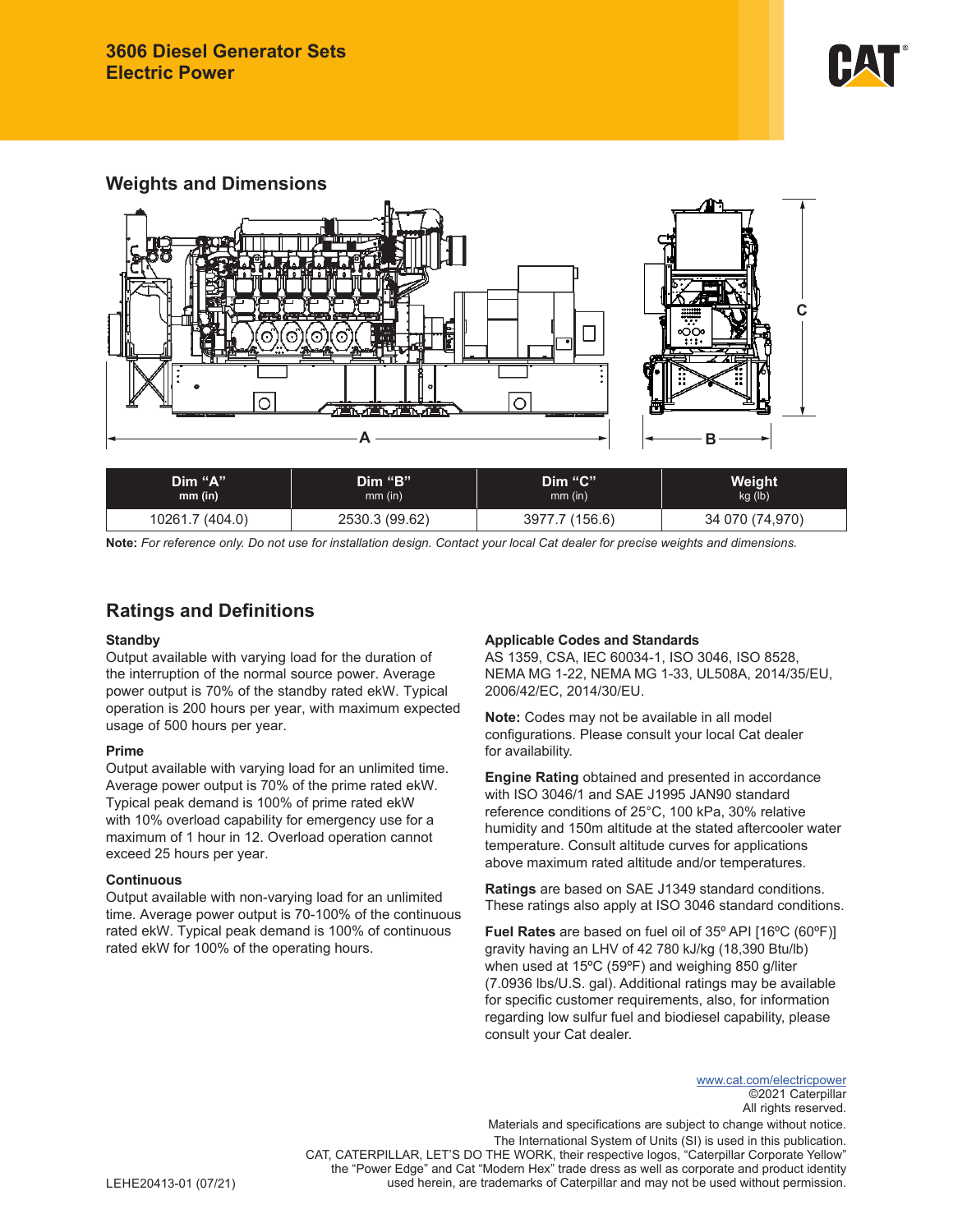## Weights and Dimensions

A

B

C

| Dim "A" mm (in) | Dim "B" mm (in) | Dim "C" mm (in) | Weight kg (lb) |
|---|---|---|---|
| 10261.7 (404.0) | 2530.3 (99.62) | 3977.7 (156.6) | 34 070 (74,970) |

**Note:** *For reference only. Do not use for installation design. Contact your local Cat dealer for precise weights and dimensions.*

## Ratings and Definitions

### Standby

Output available with varying load for the duration of the interruption of the normal source power. Average power output is 70% of the standby rated ekW. Typical operation is 200 hours per year, with maximum expected usage of 500 hours per year.

### Prime

Output available with varying load for an unlimited time. Average power output is 70% of the prime rated ekW. Typical peak demand is 100% of prime rated ekW with 10% overload capability for emergency use for a maximum of 1 hour in 12. Overload operation cannot exceed 25 hours per year.

### Continuous

Output available with non-varying load for an unlimited time. Average power output is 70-100% of the continuous rated ekW. Typical peak demand is 100% of continuous rated ekW for 100% of the operating hours.

### Applicable Codes and Standards

AS 1359, CSA, IEC 60034-1, ISO 3046, ISO 8528, NEMA MG 1-22, NEMA MG 1-33, UL508A, 2014/35/EU, 2006/42/EC, 2014/30/EU.

**Note:** Codes may not be available in all model configurations. Please consult your local Cat dealer for availability.

**Engine Rating** obtained and presented in accordance with ISO 3046/1 and SAE J1995 JAN90 standard reference conditions of 25°C, 100 kPa, 30% relative humidity and 150m altitude at the stated aftercooler water temperature. Consult altitude curves for applications above maximum rated altitude and/or temperatures.

**Ratings** are based on SAE J1349 standard conditions. These ratings also apply at ISO 3046 standard conditions.

**Fuel Rates** are based on fuel oil of 35º API [16ºC (60ºF)] gravity having an LHV of 42 780 kJ/kg (18,390 Btu/lb) when used at 15ºC (59ºF) and weighing 850 g/liter (7.0936 lbs/U.S. gal). Additional ratings may be available for specific customer requirements, also, for information regarding low sulfur fuel and biodiesel capability, please consult your Cat dealer.

www.cat.com/electricpower
©2021 Caterpillar
All rights reserved.

Materials and specifications are subject to change without notice.
The International System of Units (SI) is used in this publication.
CAT, CATERPILLAR, LET'S DO THE WORK, their respective logos, "Caterpillar Corporate Yellow" the "Power Edge" and Cat "Modern Hex" trade dress as well as corporate and product identity used herein, are trademarks of Caterpillar and may not be used without permission.

LEHE20413-01 (07/21)